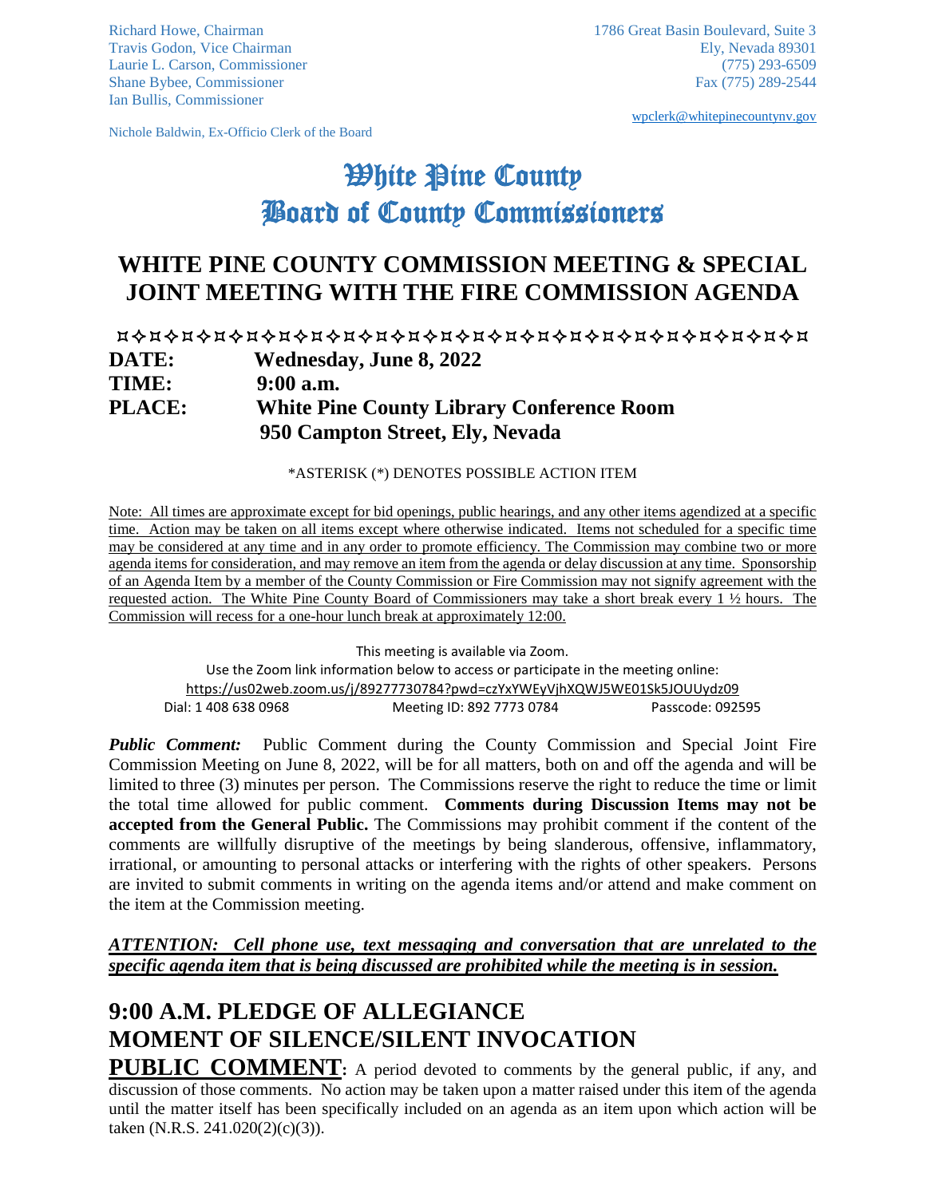Richard Howe, Chairman
Travis Godon, Vice Chairman
Laurie L. Carson, Commissioner
Shane Bybee, Commissioner
Ian Bullis, Commissioner

Nichole Baldwin, Ex-Officio Clerk of the Board

1786 Great Basin Boulevard, Suite 3
Ely, Nevada 89301
(775) 293-6509
Fax (775) 289-2544

wpclerk@whitepinecountynv.gov

# White Pine County Board of County Commissioners

## WHITE PINE COUNTY COMMISSION MEETING & SPECIAL JOINT MEETING WITH THE FIRE COMMISSION AGENDA

**DATE:** **Wednesday, June 8, 2022**
**TIME:** **9:00 a.m.**
**PLACE:** **White Pine County Library Conference Room**
**950 Campton Street, Ely, Nevada**

*ASTERISK (*) DENOTES POSSIBLE ACTION ITEM

Note: All times are approximate except for bid openings, public hearings, and any other items agendized at a specific time. Action may be taken on all items except where otherwise indicated. Items not scheduled for a specific time may be considered at any time and in any order to promote efficiency. The Commission may combine two or more agenda items for consideration, and may remove an item from the agenda or delay discussion at any time. Sponsorship of an Agenda Item by a member of the County Commission or Fire Commission may not signify agreement with the requested action. The White Pine County Board of Commissioners may take a short break every 1 ½ hours. The Commission will recess for a one-hour lunch break at approximately 12:00.

This meeting is available via Zoom.
Use the Zoom link information below to access or participate in the meeting online:
https://us02web.zoom.us/j/89277730784?pwd=czYxYWEyVjhXQWJ5WE01Sk5JOUUydz09
Dial: 1 408 638 0968 Meeting ID: 892 7773 0784 Passcode: 092595

***Public Comment:*** Public Comment during the County Commission and Special Joint Fire Commission Meeting on June 8, 2022, will be for all matters, both on and off the agenda and will be limited to three (3) minutes per person. The Commissions reserve the right to reduce the time or limit the total time allowed for public comment. **Comments during Discussion Items may not be accepted from the General Public.** The Commissions may prohibit comment if the content of the comments are willfully disruptive of the meetings by being slanderous, offensive, inflammatory, irrational, or amounting to personal attacks or interfering with the rights of other speakers. Persons are invited to submit comments in writing on the agenda items and/or attend and make comment on the item at the Commission meeting.

***ATTENTION: Cell phone use, text messaging and conversation that are unrelated to the specific agenda item that is being discussed are prohibited while the meeting is in session.***

## 9:00 A.M. PLEDGE OF ALLEGIANCE
## MOMENT OF SILENCE/SILENT INVOCATION

**PUBLIC COMMENT**: A period devoted to comments by the general public, if any, and discussion of those comments. No action may be taken upon a matter raised under this item of the agenda until the matter itself has been specifically included on an agenda as an item upon which action will be taken (N.R.S. 241.020(2)(c)(3)).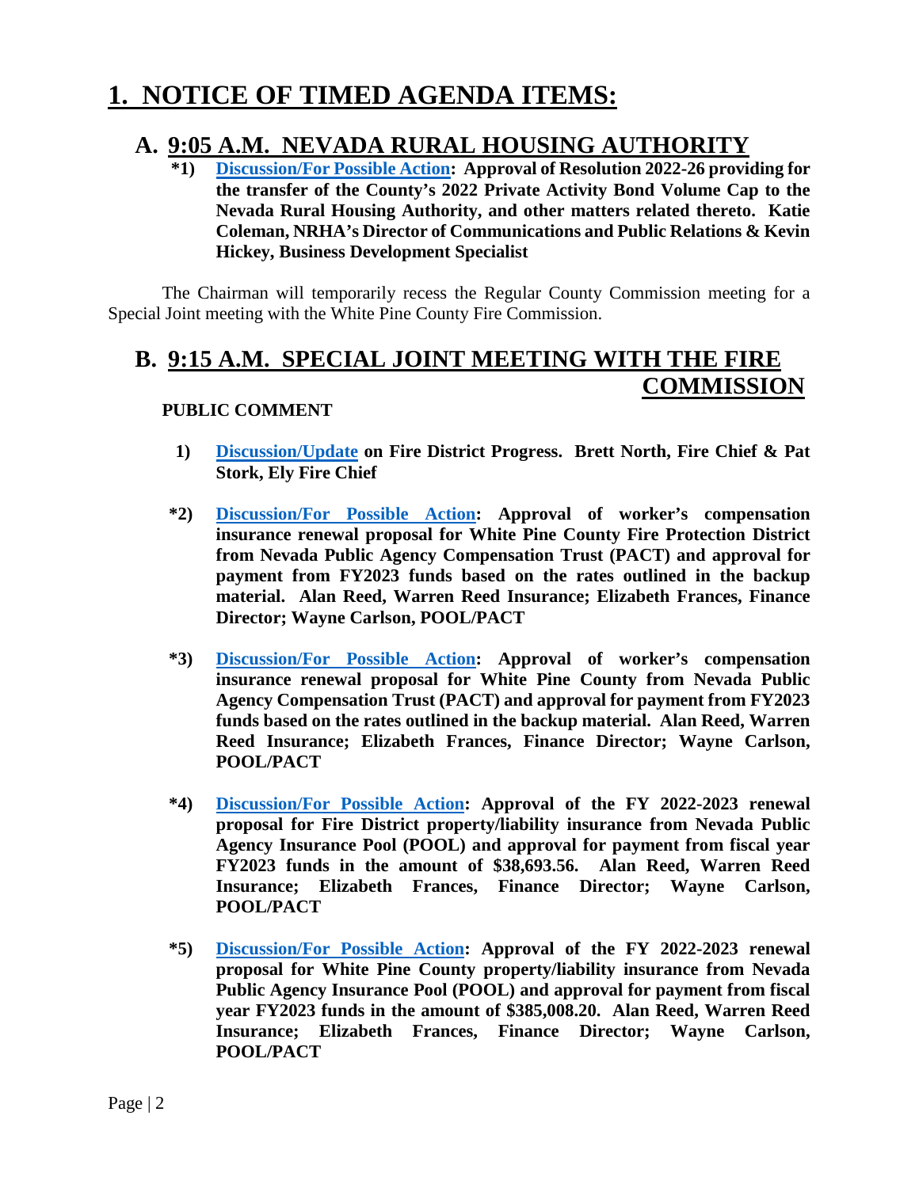# 1. NOTICE OF TIMED AGENDA ITEMS:

## A. 9:05 A.M. NEVADA RURAL HOUSING AUTHORITY

**\*1) Discussion/For Possible Action: Approval of Resolution 2022-26 providing for the transfer of the County's 2022 Private Activity Bond Volume Cap to the Nevada Rural Housing Authority, and other matters related thereto. Katie Coleman, NRHA's Director of Communications and Public Relations & Kevin Hickey, Business Development Specialist**

The Chairman will temporarily recess the Regular County Commission meeting for a Special Joint meeting with the White Pine County Fire Commission.

## B. 9:15 A.M. SPECIAL JOINT MEETING WITH THE FIRE COMMISSION

**PUBLIC COMMENT**

**1) Discussion/Update on Fire District Progress. Brett North, Fire Chief & Pat Stork, Ely Fire Chief**

**\*2) Discussion/For Possible Action: Approval of worker's compensation insurance renewal proposal for White Pine County Fire Protection District from Nevada Public Agency Compensation Trust (PACT) and approval for payment from FY2023 funds based on the rates outlined in the backup material. Alan Reed, Warren Reed Insurance; Elizabeth Frances, Finance Director; Wayne Carlson, POOL/PACT**

**\*3) Discussion/For Possible Action: Approval of worker's compensation insurance renewal proposal for White Pine County from Nevada Public Agency Compensation Trust (PACT) and approval for payment from FY2023 funds based on the rates outlined in the backup material. Alan Reed, Warren Reed Insurance; Elizabeth Frances, Finance Director; Wayne Carlson, POOL/PACT**

**\*4) Discussion/For Possible Action: Approval of the FY 2022-2023 renewal proposal for Fire District property/liability insurance from Nevada Public Agency Insurance Pool (POOL) and approval for payment from fiscal year FY2023 funds in the amount of $38,693.56. Alan Reed, Warren Reed Insurance; Elizabeth Frances, Finance Director; Wayne Carlson, POOL/PACT**

**\*5) Discussion/For Possible Action: Approval of the FY 2022-2023 renewal proposal for White Pine County property/liability insurance from Nevada Public Agency Insurance Pool (POOL) and approval for payment from fiscal year FY2023 funds in the amount of $385,008.20. Alan Reed, Warren Reed Insurance; Elizabeth Frances, Finance Director; Wayne Carlson, POOL/PACT**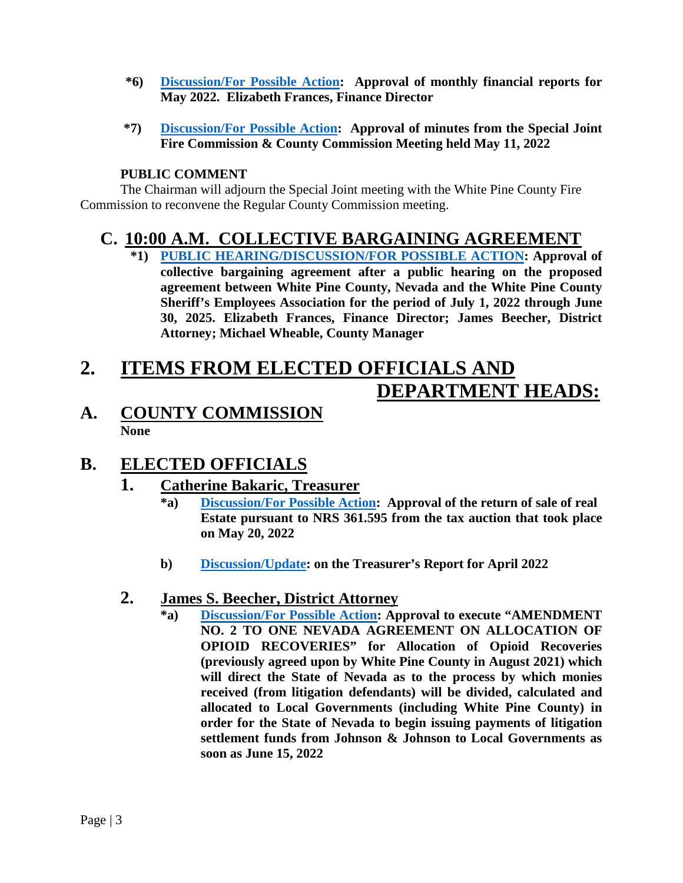**\*6) Discussion/For Possible Action: Approval of monthly financial reports for May 2022. Elizabeth Frances, Finance Director**

**\*7) Discussion/For Possible Action: Approval of minutes from the Special Joint Fire Commission & County Commission Meeting held May 11, 2022**

**PUBLIC COMMENT**

The Chairman will adjourn the Special Joint meeting with the White Pine County Fire Commission to reconvene the Regular County Commission meeting.

## C. 10:00 A.M. COLLECTIVE BARGAINING AGREEMENT

**\*1) PUBLIC HEARING/DISCUSSION/FOR POSSIBLE ACTION: Approval of collective bargaining agreement after a public hearing on the proposed agreement between White Pine County, Nevada and the White Pine County Sheriff's Employees Association for the period of July 1, 2022 through June 30, 2025. Elizabeth Frances, Finance Director; James Beecher, District Attorney; Michael Wheable, County Manager**

# 2. ITEMS FROM ELECTED OFFICIALS AND DEPARTMENT HEADS:

## A. COUNTY COMMISSION

**None**

## B. ELECTED OFFICIALS

### 1. Catherine Bakaric, Treasurer

**\*a) Discussion/For Possible Action: Approval of the return of sale of real Estate pursuant to NRS 361.595 from the tax auction that took place on May 20, 2022**

**b) Discussion/Update: on the Treasurer's Report for April 2022**

### 2. James S. Beecher, District Attorney

**\*a) Discussion/For Possible Action: Approval to execute "AMENDMENT NO. 2 TO ONE NEVADA AGREEMENT ON ALLOCATION OF OPIOID RECOVERIES" for Allocation of Opioid Recoveries (previously agreed upon by White Pine County in August 2021) which will direct the State of Nevada as to the process by which monies received (from litigation defendants) will be divided, calculated and allocated to Local Governments (including White Pine County) in order for the State of Nevada to begin issuing payments of litigation settlement funds from Johnson & Johnson to Local Governments as soon as June 15, 2022**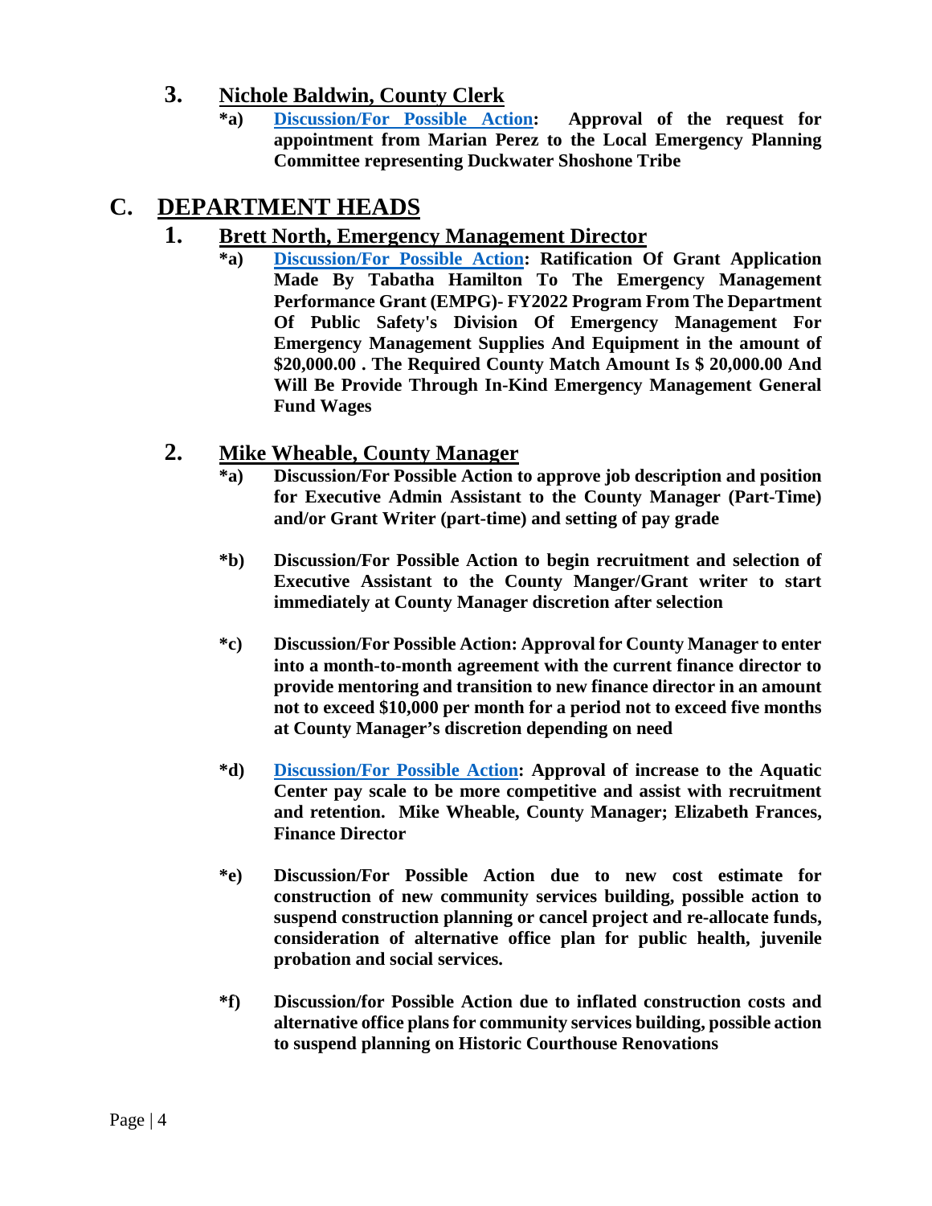### 3. Nichole Baldwin, County Clerk

**\*a) Discussion/For Possible Action: Approval of the request for appointment from Marian Perez to the Local Emergency Planning Committee representing Duckwater Shoshone Tribe**

## C. DEPARTMENT HEADS

### 1. Brett North, Emergency Management Director

**\*a) Discussion/For Possible Action: Ratification Of Grant Application Made By Tabatha Hamilton To The Emergency Management Performance Grant (EMPG)- FY2022 Program From The Department Of Public Safety's Division Of Emergency Management For Emergency Management Supplies And Equipment in the amount of $20,000.00 . The Required County Match Amount Is $ 20,000.00 And Will Be Provide Through In-Kind Emergency Management General Fund Wages**

### 2. Mike Wheable, County Manager

**\*a) Discussion/For Possible Action to approve job description and position for Executive Admin Assistant to the County Manager (Part-Time) and/or Grant Writer (part-time) and setting of pay grade**

**\*b) Discussion/For Possible Action to begin recruitment and selection of Executive Assistant to the County Manger/Grant writer to start immediately at County Manager discretion after selection**

**\*c) Discussion/For Possible Action: Approval for County Manager to enter into a month-to-month agreement with the current finance director to provide mentoring and transition to new finance director in an amount not to exceed $10,000 per month for a period not to exceed five months at County Manager's discretion depending on need**

**\*d) Discussion/For Possible Action: Approval of increase to the Aquatic Center pay scale to be more competitive and assist with recruitment and retention. Mike Wheable, County Manager; Elizabeth Frances, Finance Director**

**\*e) Discussion/For Possible Action due to new cost estimate for construction of new community services building, possible action to suspend construction planning or cancel project and re-allocate funds, consideration of alternative office plan for public health, juvenile probation and social services.**

**\*f) Discussion/for Possible Action due to inflated construction costs and alternative office plans for community services building, possible action to suspend planning on Historic Courthouse Renovations**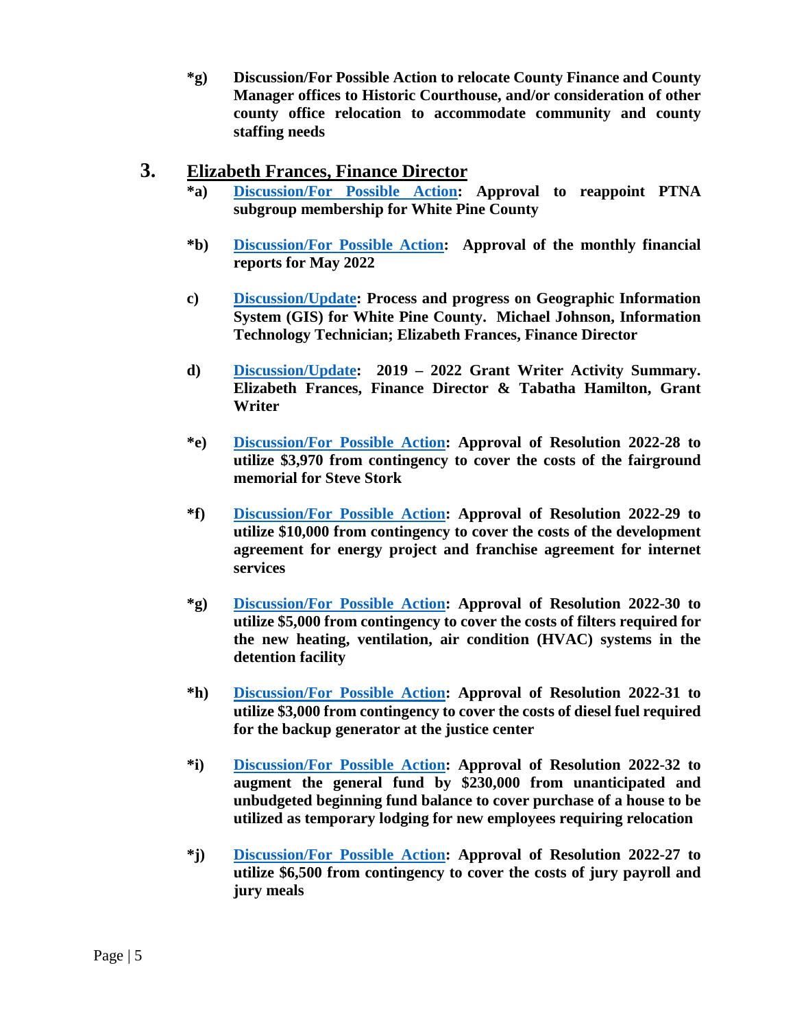**\*g) Discussion/For Possible Action to relocate County Finance and County Manager offices to Historic Courthouse, and/or consideration of other county office relocation to accommodate community and county staffing needs**

## 3. Elizabeth Frances, Finance Director

**\*a) Discussion/For Possible Action: Approval to reappoint PTNA subgroup membership for White Pine County**

**\*b) Discussion/For Possible Action: Approval of the monthly financial reports for May 2022**

**c) Discussion/Update: Process and progress on Geographic Information System (GIS) for White Pine County. Michael Johnson, Information Technology Technician; Elizabeth Frances, Finance Director**

**d) Discussion/Update: 2019 – 2022 Grant Writer Activity Summary. Elizabeth Frances, Finance Director & Tabatha Hamilton, Grant Writer**

**\*e) Discussion/For Possible Action: Approval of Resolution 2022-28 to utilize $3,970 from contingency to cover the costs of the fairground memorial for Steve Stork**

**\*f) Discussion/For Possible Action: Approval of Resolution 2022-29 to utilize $10,000 from contingency to cover the costs of the development agreement for energy project and franchise agreement for internet services**

**\*g) Discussion/For Possible Action: Approval of Resolution 2022-30 to utilize $5,000 from contingency to cover the costs of filters required for the new heating, ventilation, air condition (HVAC) systems in the detention facility**

**\*h) Discussion/For Possible Action: Approval of Resolution 2022-31 to utilize $3,000 from contingency to cover the costs of diesel fuel required for the backup generator at the justice center**

**\*i) Discussion/For Possible Action: Approval of Resolution 2022-32 to augment the general fund by $230,000 from unanticipated and unbudgeted beginning fund balance to cover purchase of a house to be utilized as temporary lodging for new employees requiring relocation**

**\*j) Discussion/For Possible Action: Approval of Resolution 2022-27 to utilize $6,500 from contingency to cover the costs of jury payroll and jury meals**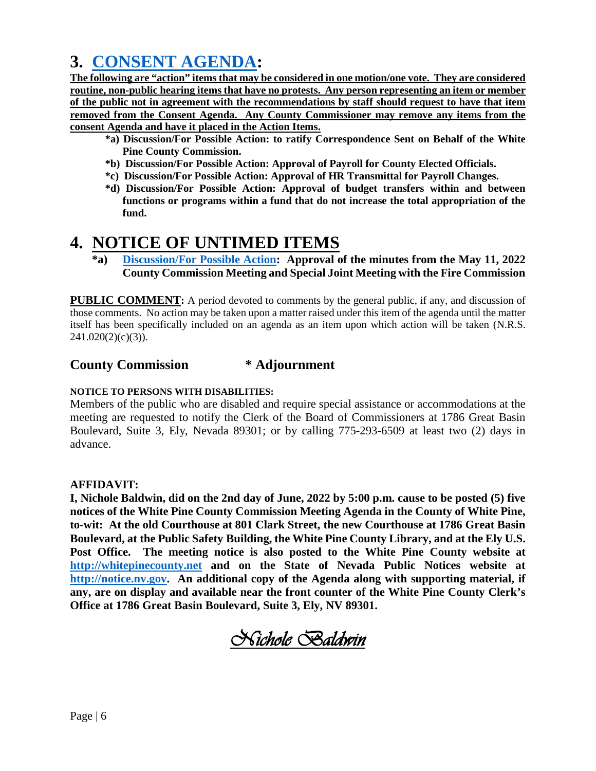# 3. CONSENT AGENDA:

**The following are "action" items that may be considered in one motion/one vote. They are considered routine, non-public hearing items that have no protests. Any person representing an item or member of the public not in agreement with the recommendations by staff should request to have that item removed from the Consent Agenda. Any County Commissioner may remove any items from the consent Agenda and have it placed in the Action Items.**

- **\*a) Discussion/For Possible Action: to ratify Correspondence Sent on Behalf of the White Pine County Commission.**
- **\*b) Discussion/For Possible Action: Approval of Payroll for County Elected Officials.**
- **\*c) Discussion/For Possible Action: Approval of HR Transmittal for Payroll Changes.**
- **\*d) Discussion/For Possible Action: Approval of budget transfers within and between functions or programs within a fund that do not increase the total appropriation of the fund.**

# 4. NOTICE OF UNTIMED ITEMS

**\*a) Discussion/For Possible Action: Approval of the minutes from the May 11, 2022 County Commission Meeting and Special Joint Meeting with the Fire Commission**

**PUBLIC COMMENT:** A period devoted to comments by the general public, if any, and discussion of those comments. No action may be taken upon a matter raised under this item of the agenda until the matter itself has been specifically included on an agenda as an item upon which action will be taken (N.R.S. 241.020(2)(c)(3)).

## County Commission * Adjournment

**NOTICE TO PERSONS WITH DISABILITIES:**

Members of the public who are disabled and require special assistance or accommodations at the meeting are requested to notify the Clerk of the Board of Commissioners at 1786 Great Basin Boulevard, Suite 3, Ely, Nevada 89301; or by calling 775-293-6509 at least two (2) days in advance.

**AFFIDAVIT:**

**I, Nichole Baldwin, did on the 2nd day of June, 2022 by 5:00 p.m. cause to be posted (5) five notices of the White Pine County Commission Meeting Agenda in the County of White Pine, to-wit: At the old Courthouse at 801 Clark Street, the new Courthouse at 1786 Great Basin Boulevard, at the Public Safety Building, the White Pine County Library, and at the Ely U.S. Post Office. The meeting notice is also posted to the White Pine County website at http://whitepinecounty.net and on the State of Nevada Public Notices website at http://notice.nv.gov. An additional copy of the Agenda along with supporting material, if any, are on display and available near the front counter of the White Pine County Clerk's Office at 1786 Great Basin Boulevard, Suite 3, Ely, NV 89301.**

*Nichole Baldwin*